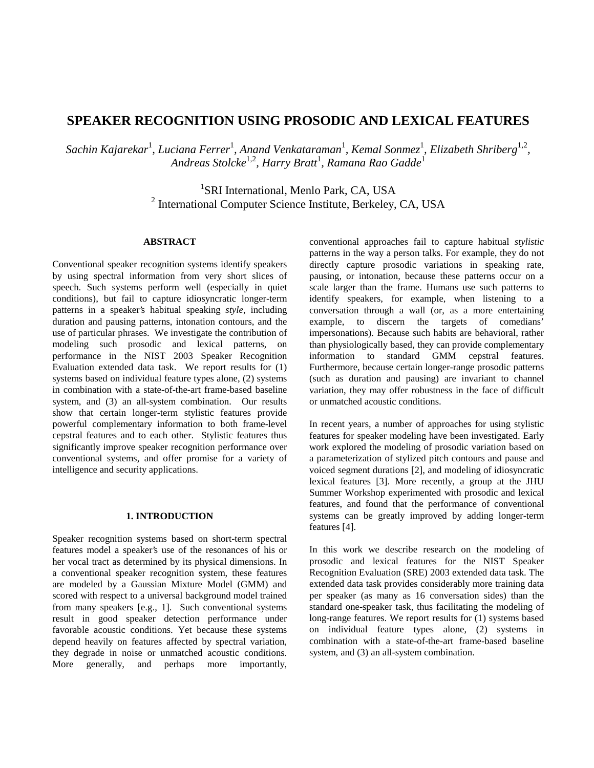# SPEAKER RECOGNITION USING PROSODIC AND LEXICAL FEATURES

*Sachin Kajarekar*[1], *Luciana Ferrer*[1], *Anand Venkataraman*[1], *Kemal Sonmez*[1], *Elizabeth Shriberg*[1,2], *Andreas Stolcke*[1,2], *Harry Bratt*[1], *Ramana Rao Gadde*[1]

[1]SRI International, Menlo Park, CA, USA
[2] International Computer Science Institute, Berkeley, CA, USA

### ABSTRACT

Conventional speaker recognition systems identify speakers by using spectral information from very short slices of speech. Such systems perform well (especially in quiet conditions), but fail to capture idiosyncratic longer-term patterns in a speaker's habitual speaking *style*, including duration and pausing patterns, intonation contours, and the use of particular phrases. We investigate the contribution of modeling such prosodic and lexical patterns, on performance in the NIST 2003 Speaker Recognition Evaluation extended data task. We report results for (1) systems based on individual feature types alone, (2) systems in combination with a state-of-the-art frame-based baseline system, and (3) an all-system combination. Our results show that certain longer-term stylistic features provide powerful complementary information to both frame-level cepstral features and to each other. Stylistic features thus significantly improve speaker recognition performance over conventional systems, and offer promise for a variety of intelligence and security applications.

## 1. INTRODUCTION

Speaker recognition systems based on short-term spectral features model a speaker's use of the resonances of his or her vocal tract as determined by its physical dimensions. In a conventional speaker recognition system, these features are modeled by a Gaussian Mixture Model (GMM) and scored with respect to a universal background model trained from many speakers [e.g., 1]. Such conventional systems result in good speaker detection performance under favorable acoustic conditions. Yet because these systems depend heavily on features affected by spectral variation, they degrade in noise or unmatched acoustic conditions. More generally, and perhaps more importantly, conventional approaches fail to capture habitual *stylistic* patterns in the way a person talks. For example, they do not directly capture prosodic variations in speaking rate, pausing, or intonation, because these patterns occur on a scale larger than the frame. Humans use such patterns to identify speakers, for example, when listening to a conversation through a wall (or, as a more entertaining example, to discern the targets of comedians' impersonations). Because such habits are behavioral, rather than physiologically based, they can provide complementary information to standard GMM cepstral features. Furthermore, because certain longer-range prosodic patterns (such as duration and pausing) are invariant to channel variation, they may offer robustness in the face of difficult or unmatched acoustic conditions.

In recent years, a number of approaches for using stylistic features for speaker modeling have been investigated. Early work explored the modeling of prosodic variation based on a parameterization of stylized pitch contours and pause and voiced segment durations [2], and modeling of idiosyncratic lexical features [3]. More recently, a group at the JHU Summer Workshop experimented with prosodic and lexical features, and found that the performance of conventional systems can be greatly improved by adding longer-term features [4].

In this work we describe research on the modeling of prosodic and lexical features for the NIST Speaker Recognition Evaluation (SRE) 2003 extended data task. The extended data task provides considerably more training data per speaker (as many as 16 conversation sides) than the standard one-speaker task, thus facilitating the modeling of long-range features. We report results for (1) systems based on individual feature types alone, (2) systems in combination with a state-of-the-art frame-based baseline system, and (3) an all-system combination.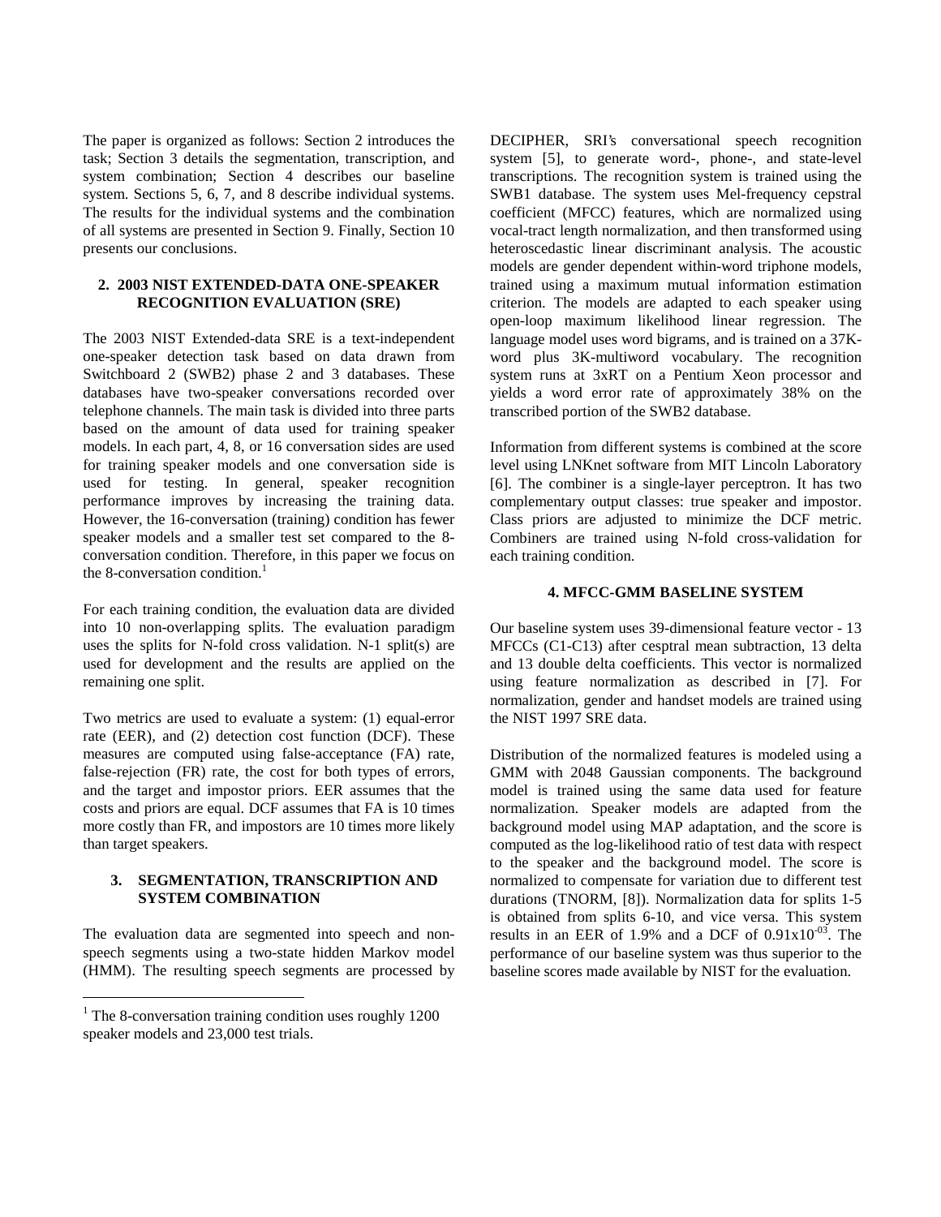The paper is organized as follows: Section 2 introduces the task; Section 3 details the segmentation, transcription, and system combination; Section 4 describes our baseline system. Sections 5, 6, 7, and 8 describe individual systems. The results for the individual systems and the combination of all systems are presented in Section 9. Finally, Section 10 presents our conclusions.

## 2. 2003 NIST EXTENDED-DATA ONE-SPEAKER RECOGNITION EVALUATION (SRE)

The 2003 NIST Extended-data SRE is a text-independent one-speaker detection task based on data drawn from Switchboard 2 (SWB2) phase 2 and 3 databases. These databases have two-speaker conversations recorded over telephone channels. The main task is divided into three parts based on the amount of data used for training speaker models. In each part, 4, 8, or 16 conversation sides are used for training speaker models and one conversation side is used for testing. In general, speaker recognition performance improves by increasing the training data. However, the 16-conversation (training) condition has fewer speaker models and a smaller test set compared to the 8-conversation condition. Therefore, in this paper we focus on the 8-conversation condition.[1]

For each training condition, the evaluation data are divided into 10 non-overlapping splits. The evaluation paradigm uses the splits for N-fold cross validation. N-1 split(s) are used for development and the results are applied on the remaining one split.

Two metrics are used to evaluate a system: (1) equal-error rate (EER), and (2) detection cost function (DCF). These measures are computed using false-acceptance (FA) rate, false-rejection (FR) rate, the cost for both types of errors, and the target and impostor priors. EER assumes that the costs and priors are equal. DCF assumes that FA is 10 times more costly than FR, and impostors are 10 times more likely than target speakers.

## 3. SEGMENTATION, TRANSCRIPTION AND SYSTEM COMBINATION

The evaluation data are segmented into speech and non-speech segments using a two-state hidden Markov model (HMM). The resulting speech segments are processed by DECIPHER, SRI's conversational speech recognition system [5], to generate word-, phone-, and state-level transcriptions. The recognition system is trained using the SWB1 database. The system uses Mel-frequency cepstral coefficient (MFCC) features, which are normalized using vocal-tract length normalization, and then transformed using heteroscedastic linear discriminant analysis. The acoustic models are gender dependent within-word triphone models, trained using a maximum mutual information estimation criterion. The models are adapted to each speaker using open-loop maximum likelihood linear regression. The language model uses word bigrams, and is trained on a 37K-word plus 3K-multiword vocabulary. The recognition system runs at 3xRT on a Pentium Xeon processor and yields a word error rate of approximately 38% on the transcribed portion of the SWB2 database.

Information from different systems is combined at the score level using LNKnet software from MIT Lincoln Laboratory [6]. The combiner is a single-layer perceptron. It has two complementary output classes: true speaker and impostor. Class priors are adjusted to minimize the DCF metric. Combiners are trained using N-fold cross-validation for each training condition.

## 4. MFCC-GMM BASELINE SYSTEM

Our baseline system uses 39-dimensional feature vector - 13 MFCCs (C1-C13) after cesptral mean subtraction, 13 delta and 13 double delta coefficients. This vector is normalized using feature normalization as described in [7]. For normalization, gender and handset models are trained using the NIST 1997 SRE data.

Distribution of the normalized features is modeled using a GMM with 2048 Gaussian components. The background model is trained using the same data used for feature normalization. Speaker models are adapted from the background model using MAP adaptation, and the score is computed as the log-likelihood ratio of test data with respect to the speaker and the background model. The score is normalized to compensate for variation due to different test durations (TNORM, [8]). Normalization data for splits 1-5 is obtained from splits 6-10, and vice versa. This system results in an EER of 1.9% and a DCF of $0.91\text{x}10^{-03}$. The performance of our baseline system was thus superior to the baseline scores made available by NIST for the evaluation.

---

[1] The 8-conversation training condition uses roughly 1200 speaker models and 23,000 test trials.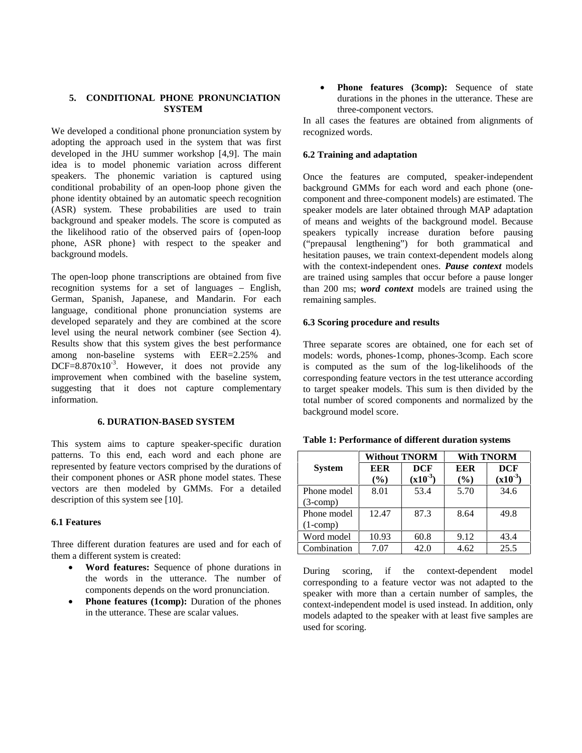## 5. CONDITIONAL PHONE PRONUNCIATION SYSTEM

We developed a conditional phone pronunciation system by adopting the approach used in the system that was first developed in the JHU summer workshop [4,9]. The main idea is to model phonemic variation across different speakers. The phonemic variation is captured using conditional probability of an open-loop phone given the phone identity obtained by an automatic speech recognition (ASR) system. These probabilities are used to train background and speaker models. The score is computed as the likelihood ratio of the observed pairs of {open-loop phone, ASR phone} with respect to the speaker and background models.

The open-loop phone transcriptions are obtained from five recognition systems for a set of languages – English, German, Spanish, Japanese, and Mandarin. For each language, conditional phone pronunciation systems are developed separately and they are combined at the score level using the neural network combiner (see Section 4). Results show that this system gives the best performance among non-baseline systems with EER=2.25% and DCF=$8.870 \times 10^{-3}$. However, it does not provide any improvement when combined with the baseline system, suggesting that it does not capture complementary information.

## 6. DURATION-BASED SYSTEM

This system aims to capture speaker-specific duration patterns. To this end, each word and each phone are represented by feature vectors comprised by the durations of their component phones or ASR phone model states. These vectors are then modeled by GMMs. For a detailed description of this system see [10].

### 6.1 Features

Three different duration features are used and for each of them a different system is created:

- **Word features:** Sequence of phone durations in the words in the utterance. The number of components depends on the word pronunciation.
- **Phone features (1comp):** Duration of the phones in the utterance. These are scalar values.
- **Phone features (3comp):** Sequence of state durations in the phones in the utterance. These are three-component vectors.

In all cases the features are obtained from alignments of recognized words.

### 6.2 Training and adaptation

Once the features are computed, speaker-independent background GMMs for each word and each phone (one-component and three-component models) are estimated. The speaker models are later obtained through MAP adaptation of means and weights of the background model. Because speakers typically increase duration before pausing ("prepausal lengthening") for both grammatical and hesitation pauses, we train context-dependent models along with the context-independent ones. ***Pause context*** models are trained using samples that occur before a pause longer than 200 ms; ***word context*** models are trained using the remaining samples.

### 6.3 Scoring procedure and results

Three separate scores are obtained, one for each set of models: words, phones-1comp, phones-3comp. Each score is computed as the sum of the log-likelihoods of the corresponding feature vectors in the test utterance according to target speaker models. This sum is then divided by the total number of scored components and normalized by the background model score.

**Table 1: Performance of different duration systems**

| System | Without TNORM | | With TNORM | |
|---|---|---|---|---|
| | EER (%) | DCF ($\times 10^{-3}$) | EER (%) | DCF ($\times 10^{-3}$) |
| Phone model (3-comp) | 8.01 | 53.4 | 5.70 | 34.6 |
| Phone model (1-comp) | 12.47 | 87.3 | 8.64 | 49.8 |
| Word model | 10.93 | 60.8 | 9.12 | 43.4 |
| Combination | 7.07 | 42.0 | 4.62 | 25.5 |

During scoring, if the context-dependent model corresponding to a feature vector was not adapted to the speaker with more than a certain number of samples, the context-independent model is used instead. In addition, only models adapted to the speaker with at least five samples are used for scoring.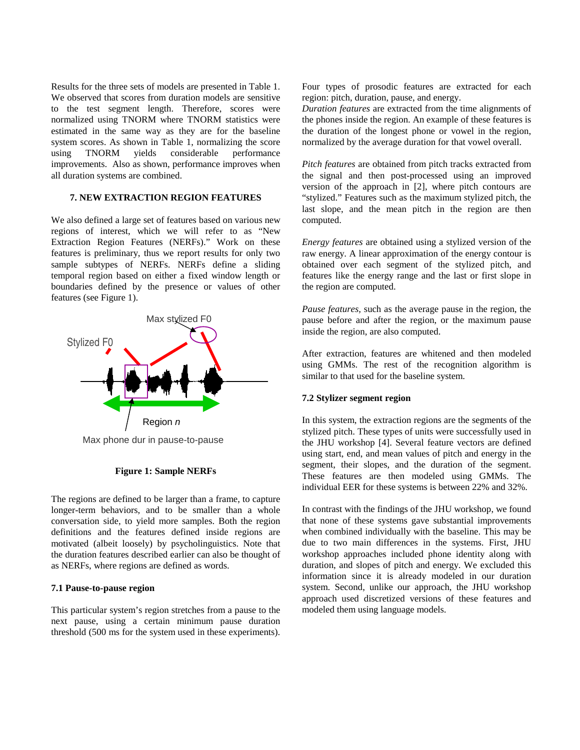Results for the three sets of models are presented in Table 1. We observed that scores from duration models are sensitive to the test segment length. Therefore, scores were normalized using TNORM where TNORM statistics were estimated in the same way as they are for the baseline system scores. As shown in Table 1, normalizing the score using TNORM yields considerable performance improvements. Also as shown, performance improves when all duration systems are combined.

## 7. NEW EXTRACTION REGION FEATURES

We also defined a large set of features based on various new regions of interest, which we will refer to as "New Extraction Region Features (NERFs)." Work on these features is preliminary, thus we report results for only two sample subtypes of NERFs. NERFs define a sliding temporal region based on either a fixed window length or boundaries defined by the presence or values of other features (see Figure 1).

**Figure 1: Sample NERFs**

The regions are defined to be larger than a frame, to capture longer-term behaviors, and to be smaller than a whole conversation side, to yield more samples. Both the region definitions and the features defined inside regions are motivated (albeit loosely) by psycholinguistics. Note that the duration features described earlier can also be thought of as NERFs, where regions are defined as words.

### 7.1 Pause-to-pause region

This particular system's region stretches from a pause to the next pause, using a certain minimum pause duration threshold (500 ms for the system used in these experiments). Four types of prosodic features are extracted for each region: pitch, duration, pause, and energy.

*Duration features* are extracted from the time alignments of the phones inside the region. An example of these features is the duration of the longest phone or vowel in the region, normalized by the average duration for that vowel overall.

*Pitch features* are obtained from pitch tracks extracted from the signal and then post-processed using an improved version of the approach in [2], where pitch contours are "stylized." Features such as the maximum stylized pitch, the last slope, and the mean pitch in the region are then computed.

*Energy features* are obtained using a stylized version of the raw energy. A linear approximation of the energy contour is obtained over each segment of the stylized pitch, and features like the energy range and the last or first slope in the region are computed.

*Pause features*, such as the average pause in the region, the pause before and after the region, or the maximum pause inside the region, are also computed.

After extraction, features are whitened and then modeled using GMMs. The rest of the recognition algorithm is similar to that used for the baseline system.

### 7.2 Stylizer segment region

In this system, the extraction regions are the segments of the stylized pitch. These types of units were successfully used in the JHU workshop [4]. Several feature vectors are defined using start, end, and mean values of pitch and energy in the segment, their slopes, and the duration of the segment. These features are then modeled using GMMs. The individual EER for these systems is between 22% and 32%.

In contrast with the findings of the JHU workshop, we found that none of these systems gave substantial improvements when combined individually with the baseline. This may be due to two main differences in the systems. First, JHU workshop approaches included phone identity along with duration, and slopes of pitch and energy. We excluded this information since it is already modeled in our duration system. Second, unlike our approach, the JHU workshop approach used discretized versions of these features and modeled them using language models.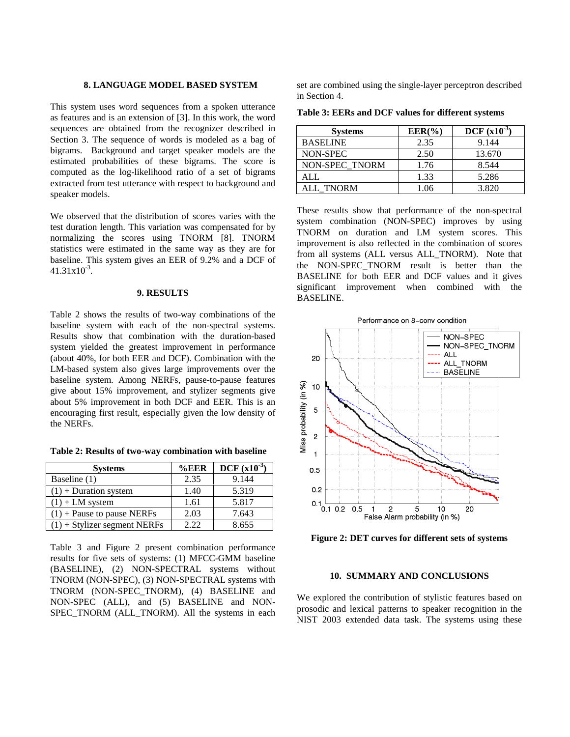## 8. LANGUAGE MODEL BASED SYSTEM

This system uses word sequences from a spoken utterance as features and is an extension of [3]. In this work, the word sequences are obtained from the recognizer described in Section 3. The sequence of words is modeled as a bag of bigrams. Background and target speaker models are the estimated probabilities of these bigrams. The score is computed as the log-likelihood ratio of a set of bigrams extracted from test utterance with respect to background and speaker models.

We observed that the distribution of scores varies with the test duration length. This variation was compensated for by normalizing the scores using TNORM [8]. TNORM statistics were estimated in the same way as they are for baseline. This system gives an EER of 9.2% and a DCF of $41.31 \times 10^{-3}$.

## 9. RESULTS

Table 2 shows the results of two-way combinations of the baseline system with each of the non-spectral systems. Results show that combination with the duration-based system yielded the greatest improvement in performance (about 40%, for both EER and DCF). Combination with the LM-based system also gives large improvements over the baseline system. Among NERFs, pause-to-pause features give about 15% improvement, and stylizer segments give about 5% improvement in both DCF and EER. This is an encouraging first result, especially given the low density of the NERFs.

**Table 2: Results of two-way combination with baseline**

| Systems | %EER | DCF ($\times 10^{-3}$) |
|---|---|---|
| Baseline (1) | 2.35 | 9.144 |
| (1) + Duration system | 1.40 | 5.319 |
| (1) + LM system | 1.61 | 5.817 |
| (1) + Pause to pause NERFs | 2.03 | 7.643 |
| (1) + Stylizer segment NERFs | 2.22 | 8.655 |

Table 3 and Figure 2 present combination performance results for five sets of systems: (1) MFCC-GMM baseline (BASELINE), (2) NON-SPECTRAL systems without TNORM (NON-SPEC), (3) NON-SPECTRAL systems with TNORM (NON-SPEC_TNORM), (4) BASELINE and NON-SPEC (ALL), and (5) BASELINE and NON-SPEC_TNORM (ALL_TNORM). All the systems in each set are combined using the single-layer perceptron described in Section 4.

**Table 3: EERs and DCF values for different systems**

| Systems | EER(%) | DCF ($\times 10^{-3}$) |
|---|---|---|
| BASELINE | 2.35 | 9.144 |
| NON-SPEC | 2.50 | 13.670 |
| NON-SPEC_TNORM | 1.76 | 8.544 |
| ALL | 1.33 | 5.286 |
| ALL_TNORM | 1.06 | 3.820 |

These results show that performance of the non-spectral system combination (NON-SPEC) improves by using TNORM on duration and LM system scores. This improvement is also reflected in the combination of scores from all systems (ALL versus ALL_TNORM). Note that the NON-SPEC_TNORM result is better than the BASELINE for both EER and DCF values and it gives significant improvement when combined with the BASELINE.

**Figure 2: DET curves for different sets of systems**

## 10. SUMMARY AND CONCLUSIONS

We explored the contribution of stylistic features based on prosodic and lexical patterns to speaker recognition in the NIST 2003 extended data task. The systems using these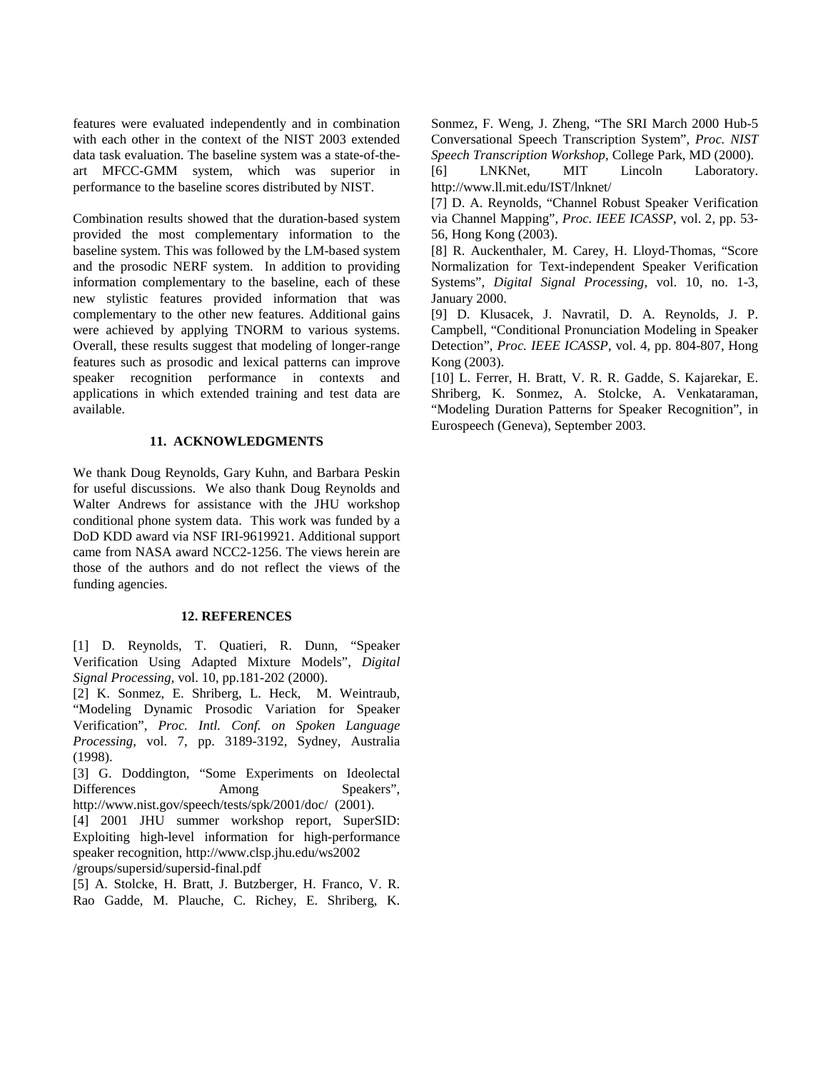features were evaluated independently and in combination with each other in the context of the NIST 2003 extended data task evaluation. The baseline system was a state-of-the-art MFCC-GMM system, which was superior in performance to the baseline scores distributed by NIST.

Combination results showed that the duration-based system provided the most complementary information to the baseline system. This was followed by the LM-based system and the prosodic NERF system. In addition to providing information complementary to the baseline, each of these new stylistic features provided information that was complementary to the other new features. Additional gains were achieved by applying TNORM to various systems. Overall, these results suggest that modeling of longer-range features such as prosodic and lexical patterns can improve speaker recognition performance in contexts and applications in which extended training and test data are available.

## 11. ACKNOWLEDGMENTS

We thank Doug Reynolds, Gary Kuhn, and Barbara Peskin for useful discussions. We also thank Doug Reynolds and Walter Andrews for assistance with the JHU workshop conditional phone system data. This work was funded by a DoD KDD award via NSF IRI-9619921. Additional support came from NASA award NCC2-1256. The views herein are those of the authors and do not reflect the views of the funding agencies.

## 12. REFERENCES

[1] D. Reynolds, T. Quatieri, R. Dunn, "Speaker Verification Using Adapted Mixture Models", *Digital Signal Processing*, vol. 10, pp.181-202 (2000).

[2] K. Sonmez, E. Shriberg, L. Heck, M. Weintraub, "Modeling Dynamic Prosodic Variation for Speaker Verification", *Proc. Intl. Conf. on Spoken Language Processing*, vol. 7, pp. 3189-3192, Sydney, Australia (1998).

[3] G. Doddington, "Some Experiments on Ideolectal Differences Among Speakers", http://www.nist.gov/speech/tests/spk/2001/doc/ (2001).

[4] 2001 JHU summer workshop report, SuperSID: Exploiting high-level information for high-performance speaker recognition, http://www.clsp.jhu.edu/ws2002 /groups/supersid/supersid-final.pdf

[5] A. Stolcke, H. Bratt, J. Butzberger, H. Franco, V. R. Rao Gadde, M. Plauche, C. Richey, E. Shriberg, K. Sonmez, F. Weng, J. Zheng, "The SRI March 2000 Hub-5 Conversational Speech Transcription System", *Proc. NIST Speech Transcription Workshop*, College Park, MD (2000).

[6] LNKNet, MIT Lincoln Laboratory. http://www.ll.mit.edu/IST/lnknet/

[7] D. A. Reynolds, "Channel Robust Speaker Verification via Channel Mapping", *Proc. IEEE ICASSP*, vol. 2, pp. 53-56, Hong Kong (2003).

[8] R. Auckenthaler, M. Carey, H. Lloyd-Thomas, "Score Normalization for Text-independent Speaker Verification Systems", *Digital Signal Processing*, vol. 10, no. 1-3, January 2000.

[9] D. Klusacek, J. Navratil, D. A. Reynolds, J. P. Campbell, "Conditional Pronunciation Modeling in Speaker Detection", *Proc. IEEE ICASSP*, vol. 4, pp. 804-807, Hong Kong (2003).

[10] L. Ferrer, H. Bratt, V. R. R. Gadde, S. Kajarekar, E. Shriberg, K. Sonmez, A. Stolcke, A. Venkataraman, "Modeling Duration Patterns for Speaker Recognition", in Eurospeech (Geneva), September 2003.